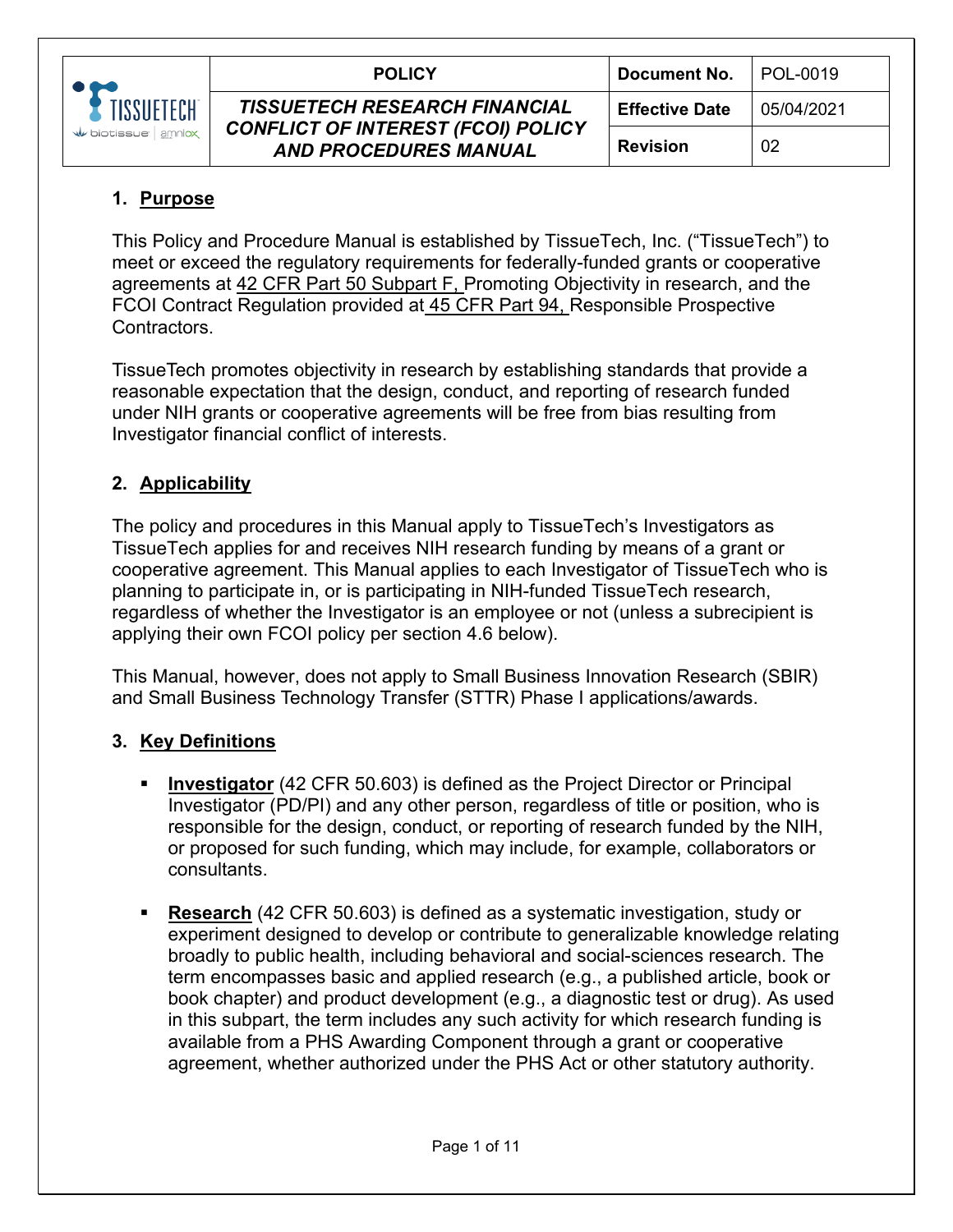| TISSUETECH biotissue amniox | POLICY | Document No. | POL-0019 |
| --- | --- | --- | --- |
| | ***TISSUETECH RESEARCH FINANCIAL CONFLICT OF INTEREST (FCOI) POLICY AND PROCEDURES MANUAL*** | Effective Date | 05/04/2021 |
| | | Revision | 02 |

## 1. Purpose

This Policy and Procedure Manual is established by TissueTech, Inc. ("TissueTech") to meet or exceed the regulatory requirements for federally-funded grants or cooperative agreements at 42 CFR Part 50 Subpart F, Promoting Objectivity in research, and the FCOI Contract Regulation provided at 45 CFR Part 94, Responsible Prospective Contractors.

TissueTech promotes objectivity in research by establishing standards that provide a reasonable expectation that the design, conduct, and reporting of research funded under NIH grants or cooperative agreements will be free from bias resulting from Investigator financial conflict of interests.

## 2. Applicability

The policy and procedures in this Manual apply to TissueTech's Investigators as TissueTech applies for and receives NIH research funding by means of a grant or cooperative agreement. This Manual applies to each Investigator of TissueTech who is planning to participate in, or is participating in NIH-funded TissueTech research, regardless of whether the Investigator is an employee or not (unless a subrecipient is applying their own FCOI policy per section 4.6 below).

This Manual, however, does not apply to Small Business Innovation Research (SBIR) and Small Business Technology Transfer (STTR) Phase I applications/awards.

## 3. Key Definitions

- **Investigator** (42 CFR 50.603) is defined as the Project Director or Principal Investigator (PD/PI) and any other person, regardless of title or position, who is responsible for the design, conduct, or reporting of research funded by the NIH, or proposed for such funding, which may include, for example, collaborators or consultants.

- **Research** (42 CFR 50.603) is defined as a systematic investigation, study or experiment designed to develop or contribute to generalizable knowledge relating broadly to public health, including behavioral and social-sciences research. The term encompasses basic and applied research (e.g., a published article, book or book chapter) and product development (e.g., a diagnostic test or drug). As used in this subpart, the term includes any such activity for which research funding is available from a PHS Awarding Component through a grant or cooperative agreement, whether authorized under the PHS Act or other statutory authority.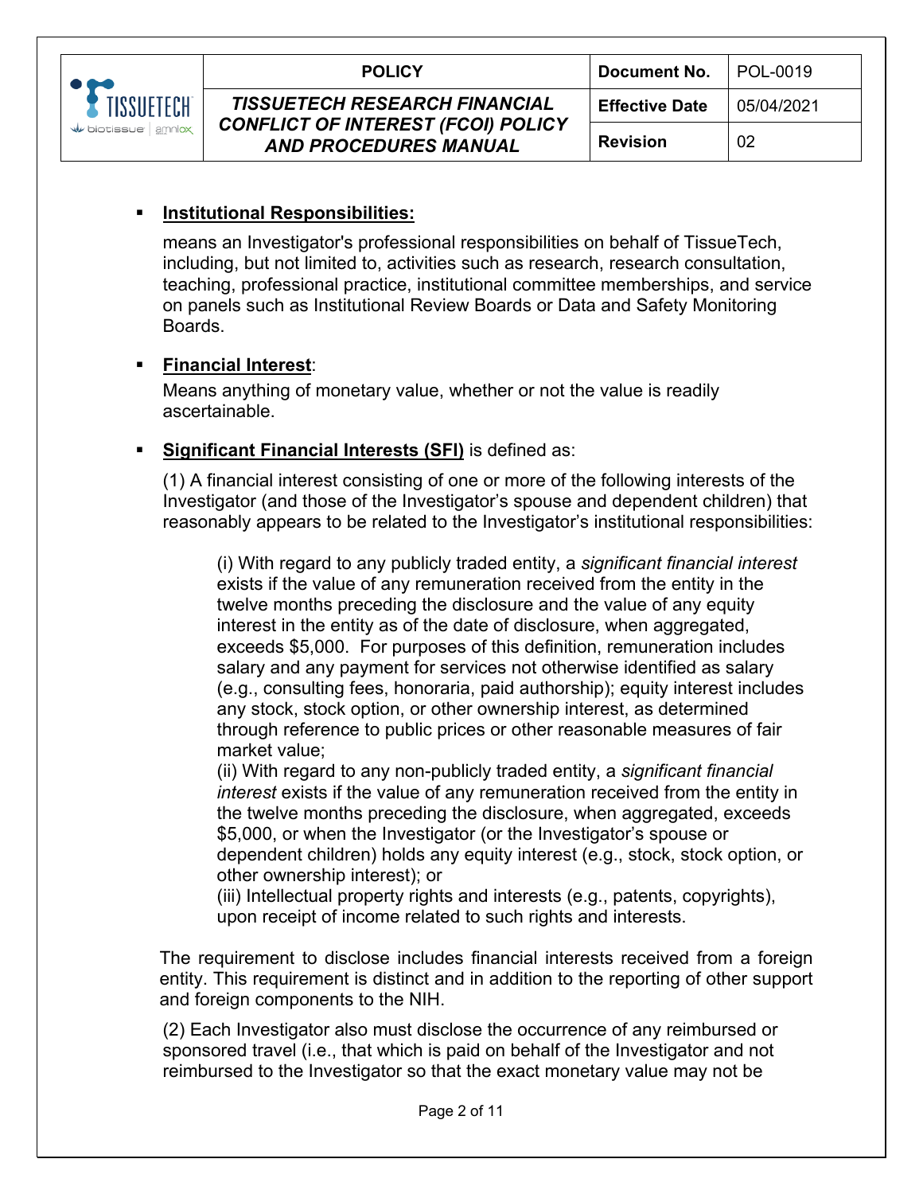- **Institutional Responsibilities:**

  means an Investigator's professional responsibilities on behalf of TissueTech, including, but not limited to, activities such as research, research consultation, teaching, professional practice, institutional committee memberships, and service on panels such as Institutional Review Boards or Data and Safety Monitoring Boards.

- **Financial Interest**:

  Means anything of monetary value, whether or not the value is readily ascertainable.

- **Significant Financial Interests (SFI)** is defined as:

  (1) A financial interest consisting of one or more of the following interests of the Investigator (and those of the Investigator's spouse and dependent children) that reasonably appears to be related to the Investigator's institutional responsibilities:

  > (i) With regard to any publicly traded entity, a *significant financial interest* exists if the value of any remuneration received from the entity in the twelve months preceding the disclosure and the value of any equity interest in the entity as of the date of disclosure, when aggregated, exceeds $5,000. For purposes of this definition, remuneration includes salary and any payment for services not otherwise identified as salary (e.g., consulting fees, honoraria, paid authorship); equity interest includes any stock, stock option, or other ownership interest, as determined through reference to public prices or other reasonable measures of fair market value;
  >
  > (ii) With regard to any non-publicly traded entity, a *significant financial interest* exists if the value of any remuneration received from the entity in the twelve months preceding the disclosure, when aggregated, exceeds $5,000, or when the Investigator (or the Investigator's spouse or dependent children) holds any equity interest (e.g., stock, stock option, or other ownership interest); or
  >
  > (iii) Intellectual property rights and interests (e.g., patents, copyrights), upon receipt of income related to such rights and interests.

  The requirement to disclose includes financial interests received from a foreign entity. This requirement is distinct and in addition to the reporting of other support and foreign components to the NIH.

  (2) Each Investigator also must disclose the occurrence of any reimbursed or sponsored travel (i.e., that which is paid on behalf of the Investigator and not reimbursed to the Investigator so that the exact monetary value may not be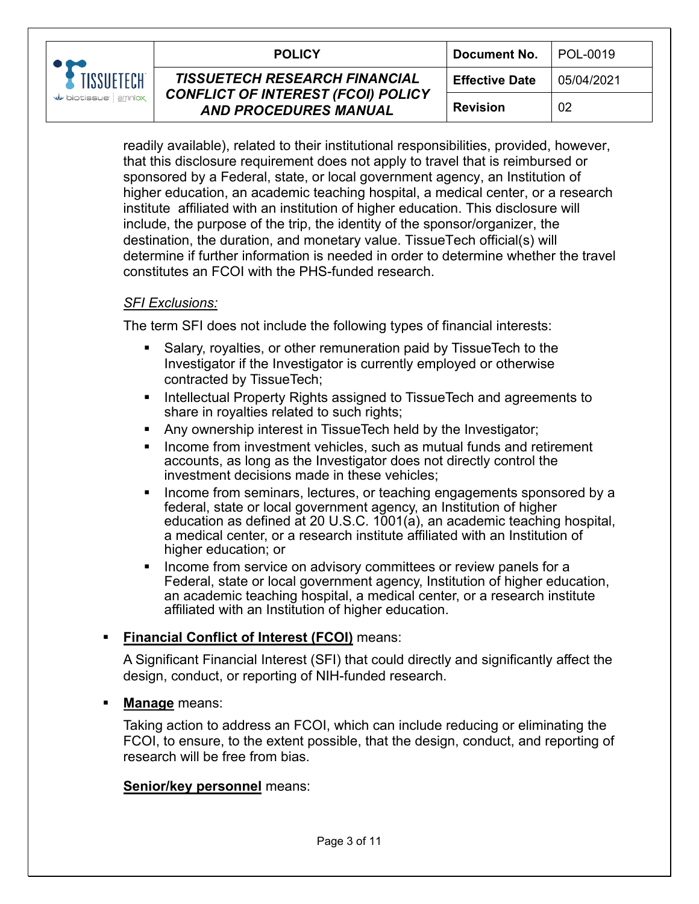readily available), related to their institutional responsibilities, provided, however, that this disclosure requirement does not apply to travel that is reimbursed or sponsored by a Federal, state, or local government agency, an Institution of higher education, an academic teaching hospital, a medical center, or a research institute affiliated with an institution of higher education. This disclosure will include, the purpose of the trip, the identity of the sponsor/organizer, the destination, the duration, and monetary value. TissueTech official(s) will determine if further information is needed in order to determine whether the travel constitutes an FCOI with the PHS-funded research.

*SFI Exclusions:*

The term SFI does not include the following types of financial interests:

- Salary, royalties, or other remuneration paid by TissueTech to the Investigator if the Investigator is currently employed or otherwise contracted by TissueTech;
- Intellectual Property Rights assigned to TissueTech and agreements to share in royalties related to such rights;
- Any ownership interest in TissueTech held by the Investigator;
- Income from investment vehicles, such as mutual funds and retirement accounts, as long as the Investigator does not directly control the investment decisions made in these vehicles;
- Income from seminars, lectures, or teaching engagements sponsored by a federal, state or local government agency, an Institution of higher education as defined at 20 U.S.C. 1001(a), an academic teaching hospital, a medical center, or a research institute affiliated with an Institution of higher education; or
- Income from service on advisory committees or review panels for a Federal, state or local government agency, Institution of higher education, an academic teaching hospital, a medical center, or a research institute affiliated with an Institution of higher education.

- **Financial Conflict of Interest (FCOI)** means:

  A Significant Financial Interest (SFI) that could directly and significantly affect the design, conduct, or reporting of NIH-funded research.

- **Manage** means:

  Taking action to address an FCOI, which can include reducing or eliminating the FCOI, to ensure, to the extent possible, that the design, conduct, and reporting of research will be free from bias.

**Senior/key personnel** means: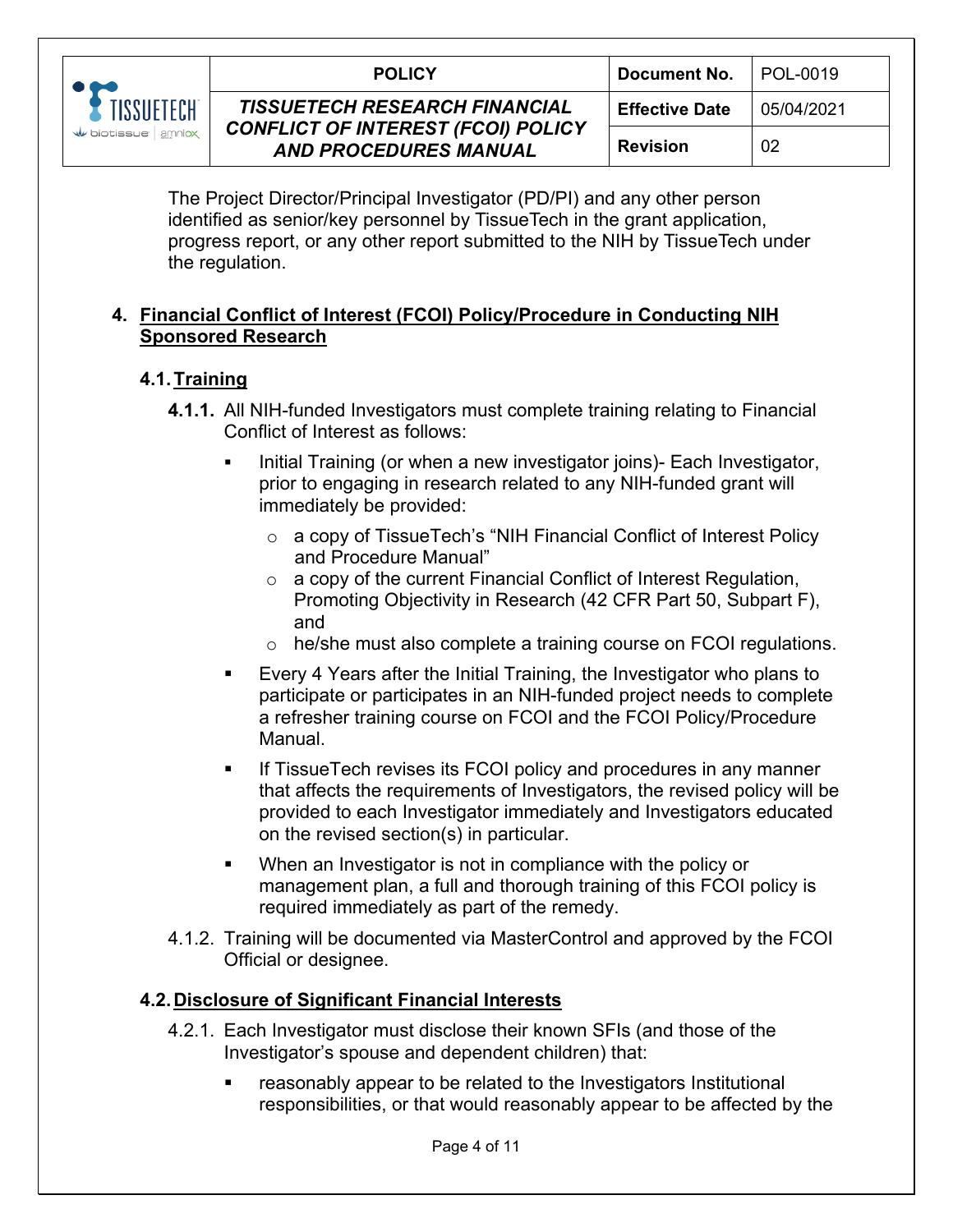The Project Director/Principal Investigator (PD/PI) and any other person identified as senior/key personnel by TissueTech in the grant application, progress report, or any other report submitted to the NIH by TissueTech under the regulation.

## 4. Financial Conflict of Interest (FCOI) Policy/Procedure in Conducting NIH Sponsored Research

### 4.1. Training

**4.1.1.** All NIH-funded Investigators must complete training relating to Financial Conflict of Interest as follows:

- Initial Training (or when a new investigator joins)- Each Investigator, prior to engaging in research related to any NIH-funded grant will immediately be provided:
  - a copy of TissueTech's "NIH Financial Conflict of Interest Policy and Procedure Manual"
  - a copy of the current Financial Conflict of Interest Regulation, Promoting Objectivity in Research (42 CFR Part 50, Subpart F), and
  - he/she must also complete a training course on FCOI regulations.
- Every 4 Years after the Initial Training, the Investigator who plans to participate or participates in an NIH-funded project needs to complete a refresher training course on FCOI and the FCOI Policy/Procedure Manual.
- If TissueTech revises its FCOI policy and procedures in any manner that affects the requirements of Investigators, the revised policy will be provided to each Investigator immediately and Investigators educated on the revised section(s) in particular.
- When an Investigator is not in compliance with the policy or management plan, a full and thorough training of this FCOI policy is required immediately as part of the remedy.

4.1.2. Training will be documented via MasterControl and approved by the FCOI Official or designee.

### 4.2. Disclosure of Significant Financial Interests

4.2.1. Each Investigator must disclose their known SFIs (and those of the Investigator's spouse and dependent children) that:

- reasonably appear to be related to the Investigators Institutional responsibilities, or that would reasonably appear to be affected by the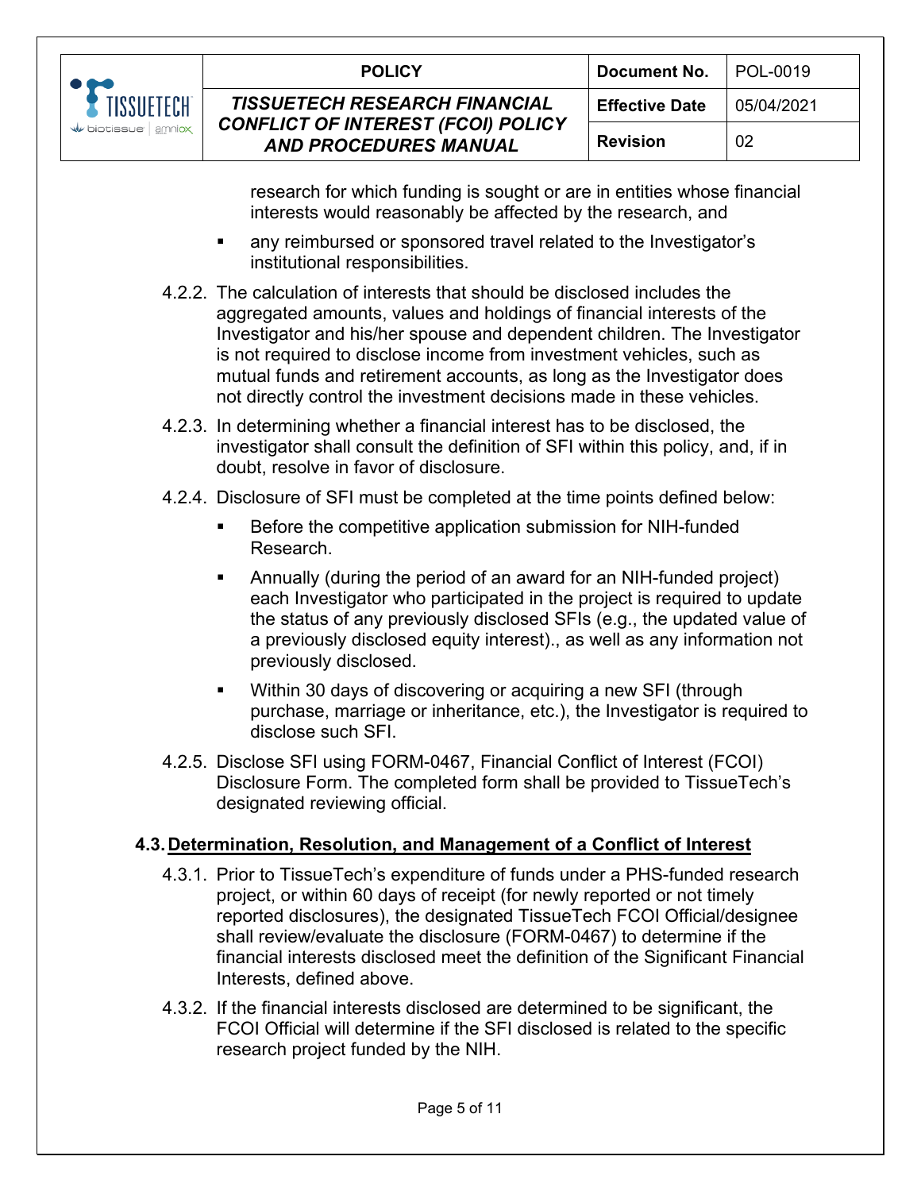- research for which funding is sought or are in entities whose financial interests would reasonably be affected by the research, and
- any reimbursed or sponsored travel related to the Investigator's institutional responsibilities.

4.2.2. The calculation of interests that should be disclosed includes the aggregated amounts, values and holdings of financial interests of the Investigator and his/her spouse and dependent children. The Investigator is not required to disclose income from investment vehicles, such as mutual funds and retirement accounts, as long as the Investigator does not directly control the investment decisions made in these vehicles.

4.2.3. In determining whether a financial interest has to be disclosed, the investigator shall consult the definition of SFI within this policy, and, if in doubt, resolve in favor of disclosure.

4.2.4. Disclosure of SFI must be completed at the time points defined below:

- Before the competitive application submission for NIH-funded Research.
- Annually (during the period of an award for an NIH-funded project) each Investigator who participated in the project is required to update the status of any previously disclosed SFIs (e.g., the updated value of a previously disclosed equity interest)., as well as any information not previously disclosed.
- Within 30 days of discovering or acquiring a new SFI (through purchase, marriage or inheritance, etc.), the Investigator is required to disclose such SFI.

4.2.5. Disclose SFI using FORM-0467, Financial Conflict of Interest (FCOI) Disclosure Form. The completed form shall be provided to TissueTech's designated reviewing official.

## 4.3. Determination, Resolution, and Management of a Conflict of Interest

4.3.1. Prior to TissueTech's expenditure of funds under a PHS-funded research project, or within 60 days of receipt (for newly reported or not timely reported disclosures), the designated TissueTech FCOI Official/designee shall review/evaluate the disclosure (FORM-0467) to determine if the financial interests disclosed meet the definition of the Significant Financial Interests, defined above.

4.3.2. If the financial interests disclosed are determined to be significant, the FCOI Official will determine if the SFI disclosed is related to the specific research project funded by the NIH.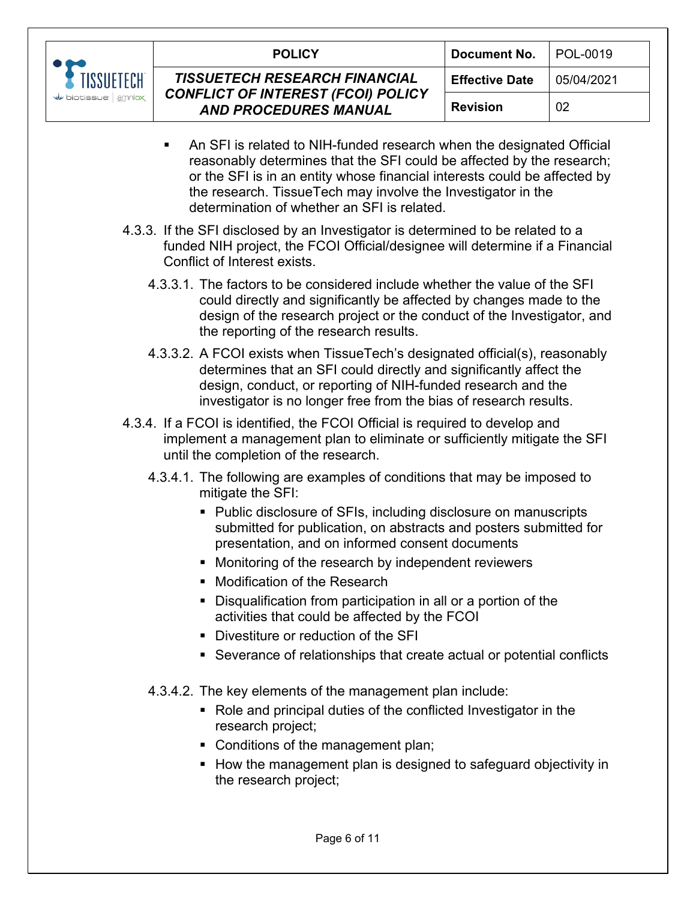- An SFI is related to NIH-funded research when the designated Official reasonably determines that the SFI could be affected by the research; or the SFI is in an entity whose financial interests could be affected by the research. TissueTech may involve the Investigator in the determination of whether an SFI is related.

4.3.3. If the SFI disclosed by an Investigator is determined to be related to a funded NIH project, the FCOI Official/designee will determine if a Financial Conflict of Interest exists.

4.3.3.1. The factors to be considered include whether the value of the SFI could directly and significantly be affected by changes made to the design of the research project or the conduct of the Investigator, and the reporting of the research results.

4.3.3.2. A FCOI exists when TissueTech's designated official(s), reasonably determines that an SFI could directly and significantly affect the design, conduct, or reporting of NIH-funded research and the investigator is no longer free from the bias of research results.

4.3.4. If a FCOI is identified, the FCOI Official is required to develop and implement a management plan to eliminate or sufficiently mitigate the SFI until the completion of the research.

4.3.4.1. The following are examples of conditions that may be imposed to mitigate the SFI:

- Public disclosure of SFIs, including disclosure on manuscripts submitted for publication, on abstracts and posters submitted for presentation, and on informed consent documents
- Monitoring of the research by independent reviewers
- Modification of the Research
- Disqualification from participation in all or a portion of the activities that could be affected by the FCOI
- Divestiture or reduction of the SFI
- Severance of relationships that create actual or potential conflicts

4.3.4.2. The key elements of the management plan include:

- Role and principal duties of the conflicted Investigator in the research project;
- Conditions of the management plan;
- How the management plan is designed to safeguard objectivity in the research project;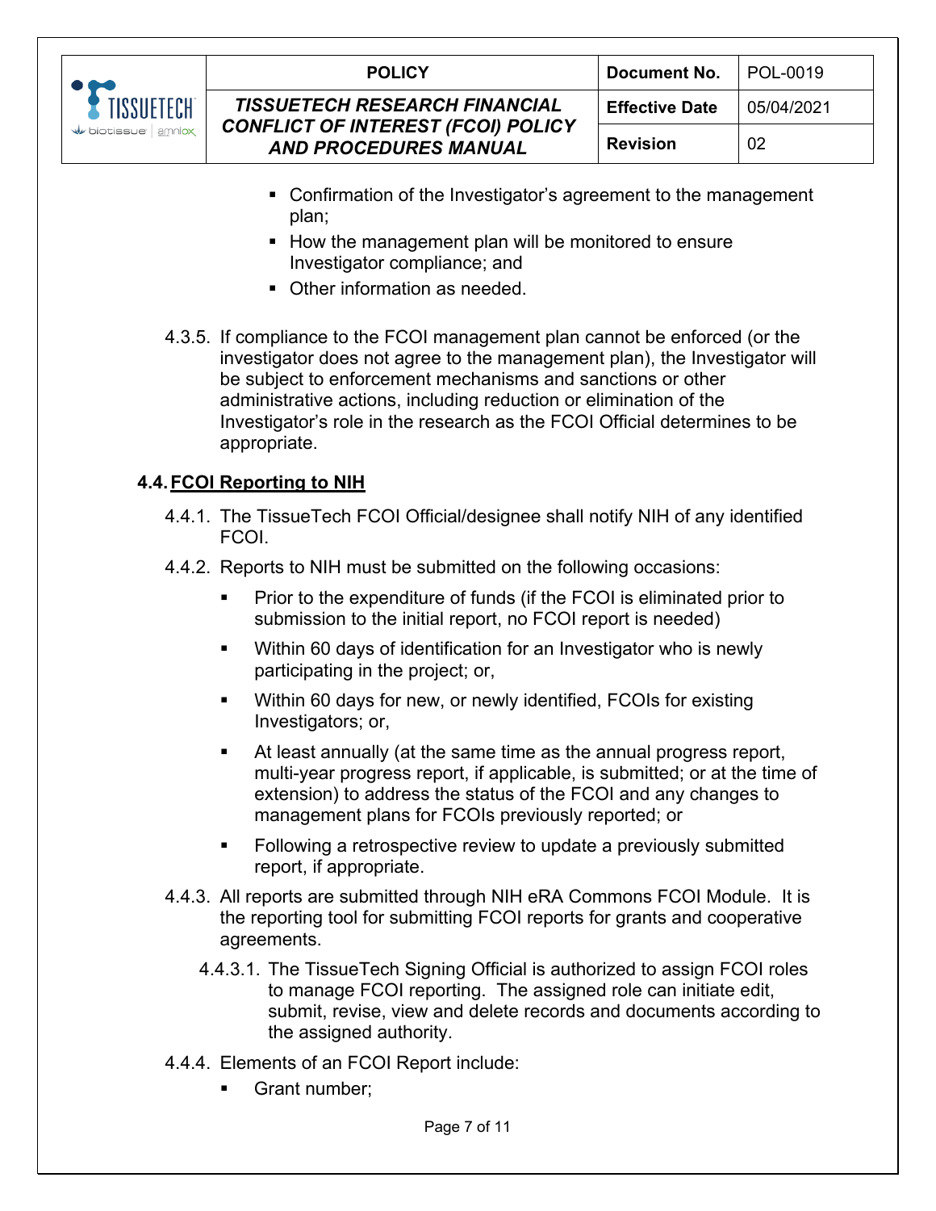- Confirmation of the Investigator's agreement to the management plan;
- How the management plan will be monitored to ensure Investigator compliance; and
- Other information as needed.

4.3.5. If compliance to the FCOI management plan cannot be enforced (or the investigator does not agree to the management plan), the Investigator will be subject to enforcement mechanisms and sanctions or other administrative actions, including reduction or elimination of the Investigator's role in the research as the FCOI Official determines to be appropriate.

## 4.4. FCOI Reporting to NIH

4.4.1. The TissueTech FCOI Official/designee shall notify NIH of any identified FCOI.

4.4.2. Reports to NIH must be submitted on the following occasions:

- Prior to the expenditure of funds (if the FCOI is eliminated prior to submission to the initial report, no FCOI report is needed)
- Within 60 days of identification for an Investigator who is newly participating in the project; or,
- Within 60 days for new, or newly identified, FCOIs for existing Investigators; or,
- At least annually (at the same time as the annual progress report, multi-year progress report, if applicable, is submitted; or at the time of extension) to address the status of the FCOI and any changes to management plans for FCOIs previously reported; or
- Following a retrospective review to update a previously submitted report, if appropriate.

4.4.3. All reports are submitted through NIH eRA Commons FCOI Module. It is the reporting tool for submitting FCOI reports for grants and cooperative agreements.

4.4.3.1. The TissueTech Signing Official is authorized to assign FCOI roles to manage FCOI reporting. The assigned role can initiate edit, submit, revise, view and delete records and documents according to the assigned authority.

4.4.4. Elements of an FCOI Report include:

- Grant number;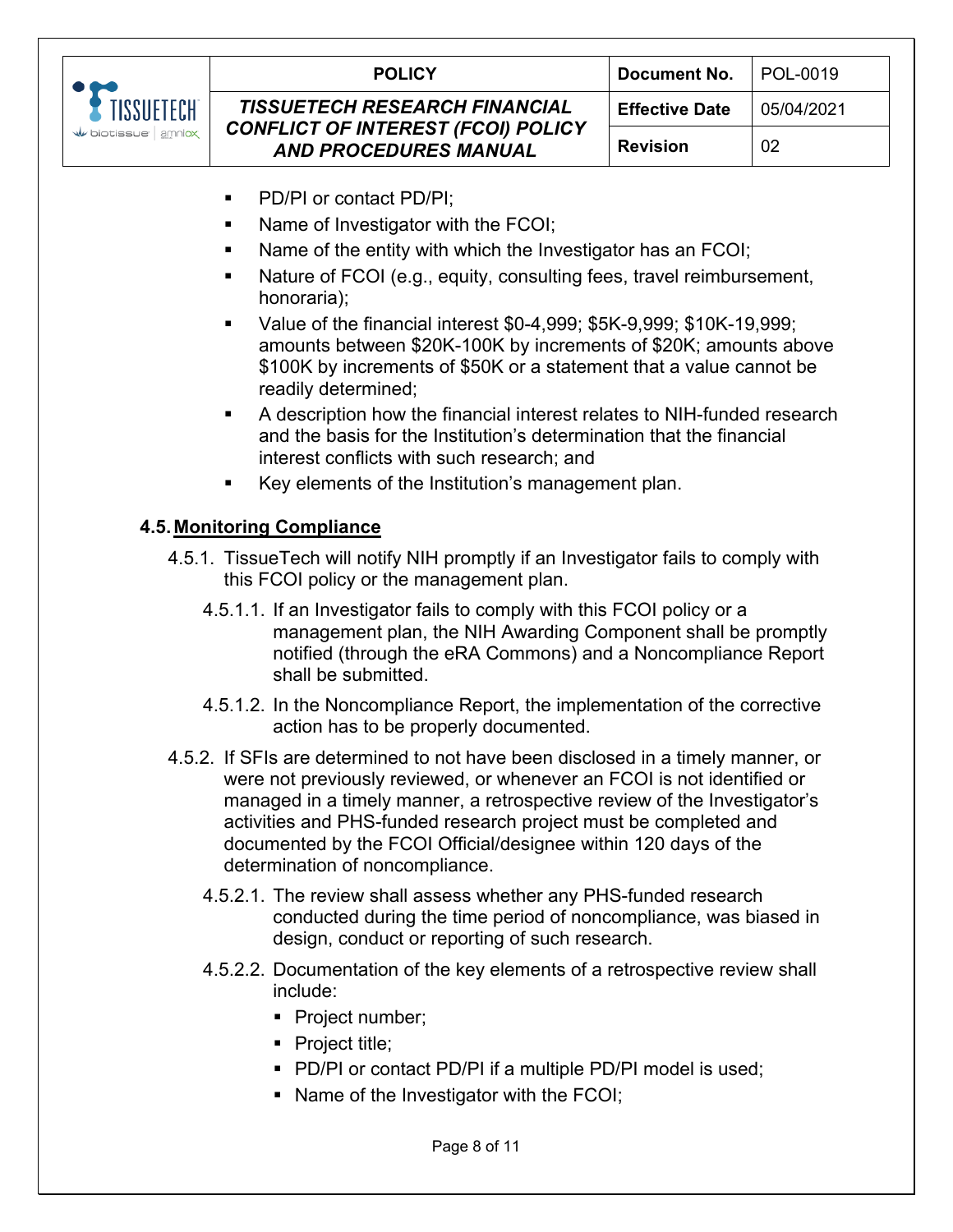- PD/PI or contact PD/PI;
- Name of Investigator with the FCOI;
- Name of the entity with which the Investigator has an FCOI;
- Nature of FCOI (e.g., equity, consulting fees, travel reimbursement, honoraria);
- Value of the financial interest $0-4,999; $5K-9,999; $10K-19,999; amounts between $20K-100K by increments of $20K; amounts above $100K by increments of $50K or a statement that a value cannot be readily determined;
- A description how the financial interest relates to NIH-funded research and the basis for the Institution's determination that the financial interest conflicts with such research; and
- Key elements of the Institution's management plan.

## 4.5. Monitoring Compliance

4.5.1. TissueTech will notify NIH promptly if an Investigator fails to comply with this FCOI policy or the management plan.

4.5.1.1. If an Investigator fails to comply with this FCOI policy or a management plan, the NIH Awarding Component shall be promptly notified (through the eRA Commons) and a Noncompliance Report shall be submitted.

4.5.1.2. In the Noncompliance Report, the implementation of the corrective action has to be properly documented.

4.5.2. If SFIs are determined to not have been disclosed in a timely manner, or were not previously reviewed, or whenever an FCOI is not identified or managed in a timely manner, a retrospective review of the Investigator's activities and PHS-funded research project must be completed and documented by the FCOI Official/designee within 120 days of the determination of noncompliance.

4.5.2.1. The review shall assess whether any PHS-funded research conducted during the time period of noncompliance, was biased in design, conduct or reporting of such research.

4.5.2.2. Documentation of the key elements of a retrospective review shall include:

- Project number;
- Project title;
- PD/PI or contact PD/PI if a multiple PD/PI model is used;
- Name of the Investigator with the FCOI;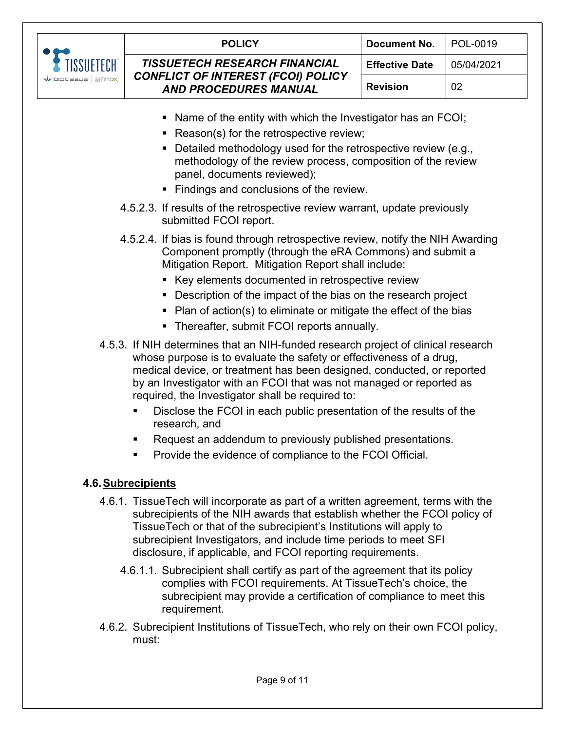- Name of the entity with which the Investigator has an FCOI;
- Reason(s) for the retrospective review;
- Detailed methodology used for the retrospective review (e.g., methodology of the review process, composition of the review panel, documents reviewed);
- Findings and conclusions of the review.

4.5.2.3. If results of the retrospective review warrant, update previously submitted FCOI report.

4.5.2.4. If bias is found through retrospective review, notify the NIH Awarding Component promptly (through the eRA Commons) and submit a Mitigation Report. Mitigation Report shall include:

- Key elements documented in retrospective review
- Description of the impact of the bias on the research project
- Plan of action(s) to eliminate or mitigate the effect of the bias
- Thereafter, submit FCOI reports annually.

4.5.3. If NIH determines that an NIH-funded research project of clinical research whose purpose is to evaluate the safety or effectiveness of a drug, medical device, or treatment has been designed, conducted, or reported by an Investigator with an FCOI that was not managed or reported as required, the Investigator shall be required to:

- Disclose the FCOI in each public presentation of the results of the research, and
- Request an addendum to previously published presentations.
- Provide the evidence of compliance to the FCOI Official.

## 4.6. Subrecipients

4.6.1. TissueTech will incorporate as part of a written agreement, terms with the subrecipients of the NIH awards that establish whether the FCOI policy of TissueTech or that of the subrecipient's Institutions will apply to subrecipient Investigators, and include time periods to meet SFI disclosure, if applicable, and FCOI reporting requirements.

4.6.1.1. Subrecipient shall certify as part of the agreement that its policy complies with FCOI requirements. At TissueTech's choice, the subrecipient may provide a certification of compliance to meet this requirement.

4.6.2. Subrecipient Institutions of TissueTech, who rely on their own FCOI policy, must: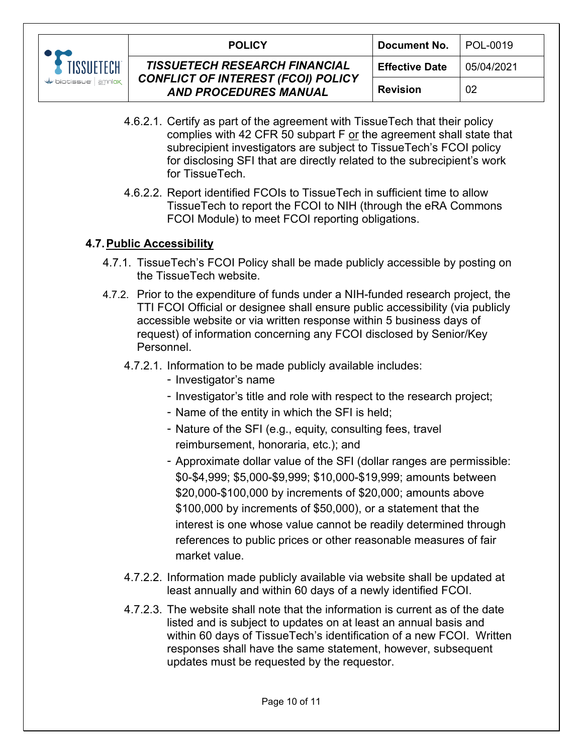4.6.2.1. Certify as part of the agreement with TissueTech that their policy complies with 42 CFR 50 subpart F or the agreement shall state that subrecipient investigators are subject to TissueTech's FCOI policy for disclosing SFI that are directly related to the subrecipient's work for TissueTech.

4.6.2.2. Report identified FCOIs to TissueTech in sufficient time to allow TissueTech to report the FCOI to NIH (through the eRA Commons FCOI Module) to meet FCOI reporting obligations.

## 4.7. Public Accessibility

4.7.1. TissueTech's FCOI Policy shall be made publicly accessible by posting on the TissueTech website.

4.7.2. Prior to the expenditure of funds under a NIH-funded research project, the TTI FCOI Official or designee shall ensure public accessibility (via publicly accessible website or via written response within 5 business days of request) of information concerning any FCOI disclosed by Senior/Key Personnel.

4.7.2.1. Information to be made publicly available includes:

- Investigator's name
- Investigator's title and role with respect to the research project;
- Name of the entity in which the SFI is held;
- Nature of the SFI (e.g., equity, consulting fees, travel reimbursement, honoraria, etc.); and
- Approximate dollar value of the SFI (dollar ranges are permissible: $0-$4,999; $5,000-$9,999; $10,000-$19,999; amounts between $20,000-$100,000 by increments of $20,000; amounts above $100,000 by increments of $50,000), or a statement that the interest is one whose value cannot be readily determined through references to public prices or other reasonable measures of fair market value.

4.7.2.2. Information made publicly available via website shall be updated at least annually and within 60 days of a newly identified FCOI.

4.7.2.3. The website shall note that the information is current as of the date listed and is subject to updates on at least an annual basis and within 60 days of TissueTech's identification of a new FCOI. Written responses shall have the same statement, however, subsequent updates must be requested by the requestor.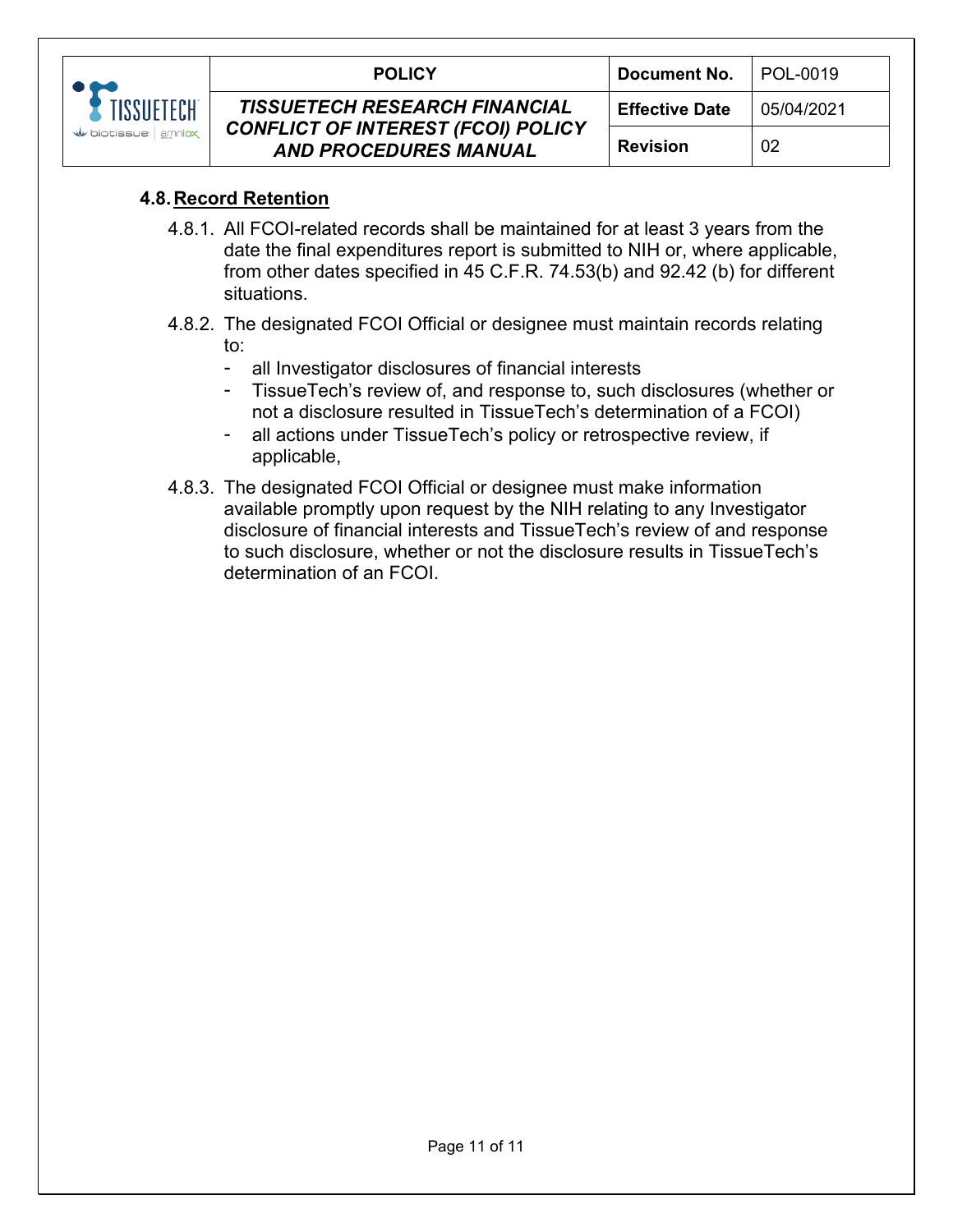### 4.8. Record Retention

4.8.1. All FCOI-related records shall be maintained for at least 3 years from the date the final expenditures report is submitted to NIH or, where applicable, from other dates specified in 45 C.F.R. 74.53(b) and 92.42 (b) for different situations.

4.8.2. The designated FCOI Official or designee must maintain records relating to:

- all Investigator disclosures of financial interests
- TissueTech's review of, and response to, such disclosures (whether or not a disclosure resulted in TissueTech's determination of a FCOI)
- all actions under TissueTech's policy or retrospective review, if applicable,

4.8.3. The designated FCOI Official or designee must make information available promptly upon request by the NIH relating to any Investigator disclosure of financial interests and TissueTech's review of and response to such disclosure, whether or not the disclosure results in TissueTech's determination of an FCOI.